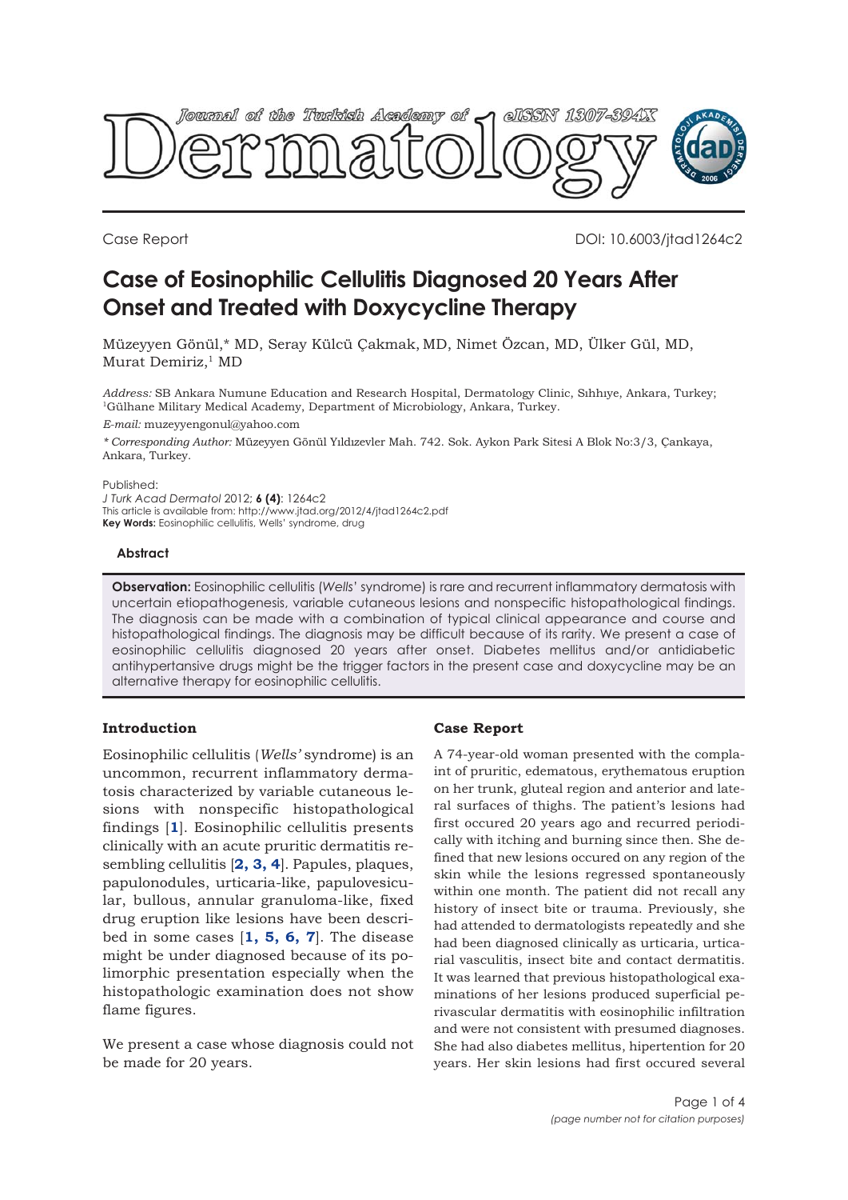Journal of the Turkish Academy of Dermatology eISSN 1307-394X

Case Report

DOI: 10.6003/jtad1264c2

# Case of Eosinophilic Cellulitis Diagnosed 20 Years After Onset and Treated with Doxycycline Therapy

Müzeyyen Gönül,* MD, Seray Külcü Çakmak, MD, Nimet Özcan, MD, Ülker Gül, MD, Murat Demiriz,[1] MD

*Address:* SB Ankara Numune Education and Research Hospital, Dermatology Clinic, Sıhhıye, Ankara, Turkey; [1]Gülhane Military Medical Academy, Department of Microbiology, Ankara, Turkey.

*E-mail:* muzeyyengonul@yahoo.com

*\* Corresponding Author:* Müzeyyen Gönül Yıldızevler Mah. 742. Sok. Aykon Park Sitesi A Blok No:3/3, Çankaya, Ankara, Turkey.

Published:
*J Turk Acad Dermatol* 2012; **6 (4)**: 1264c2
This article is available from: http://www.jtad.org/2012/4/jtad1264c2.pdf
**Key Words:** Eosinophilic cellulitis, Wells' syndrome, drug

### Abstract

**Observation:** Eosinophilic cellulitis (*Wells'* syndrome) is rare and recurrent inflammatory dermatosis with uncertain etiopathogenesis, variable cutaneous lesions and nonspecific histopathological findings. The diagnosis can be made with a combination of typical clinical appearance and course and histopathological findings. The diagnosis may be difficult because of its rarity. We present a case of eosinophilic cellulitis diagnosed 20 years after onset. Diabetes mellitus and/or antidiabetic antihypertansive drugs might be the trigger factors in the present case and doxycycline may be an alternative therapy for eosinophilic cellulitis.

## Introduction

Eosinophilic cellulitis (*Wells'* syndrome) is an uncommon, recurrent inflammatory dermatosis characterized by variable cutaneous lesions with nonspecific histopathological findings [**1**]. Eosinophilic cellulitis presents clinically with an acute pruritic dermatitis resembling cellulitis [**2, 3, 4**]. Papules, plaques, papulonodules, urticaria-like, papulovesicular, bullous, annular granuloma-like, fixed drug eruption like lesions have been described in some cases [**1, 5, 6, 7**]. The disease might be under diagnosed because of its polimorphic presentation especially when the histopathologic examination does not show flame figures.

We present a case whose diagnosis could not be made for 20 years.

## Case Report

A 74-year-old woman presented with the complaint of pruritic, edematous, erythematous eruption on her trunk, gluteal region and anterior and lateral surfaces of thighs. The patient's lesions had first occured 20 years ago and recurred periodically with itching and burning since then. She defined that new lesions occured on any region of the skin while the lesions regressed spontaneously within one month. The patient did not recall any history of insect bite or trauma. Previously, she had attended to dermatologists repeatedly and she had been diagnosed clinically as urticaria, urticarial vasculitis, insect bite and contact dermatitis. It was learned that previous histopathological examinations of her lesions produced superficial perivascular dermatitis with eosinophilic infiltration and were not consistent with presumed diagnoses. She had also diabetes mellitus, hipertention for 20 years. Her skin lesions had first occured several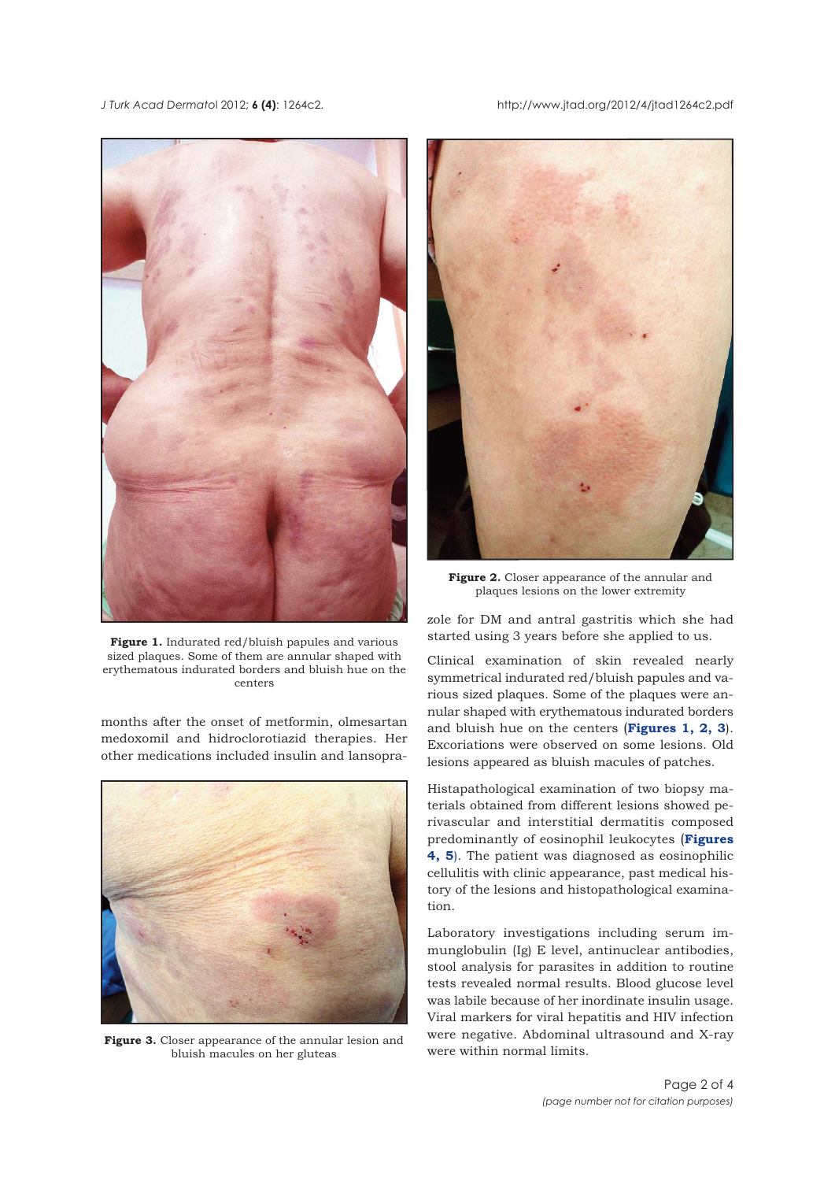Figure 1. Indurated red/bluish papules and various sized plaques. Some of them are annular shaped with erythematous indurated borders and bluish hue on the centers

months after the onset of metformin, olmesartan medoxomil and hidroclorotiazid therapies. Her other medications included insulin and lansoprazole for DM and antral gastritis which she had started using 3 years before she applied to us.

Figure 3. Closer appearance of the annular lesion and bluish macules on her gluteas

Figure 2. Closer appearance of the annular and plaques lesions on the lower extremity

Clinical examination of skin revealed nearly symmetrical indurated red/bluish papules and various sized plaques. Some of the plaques were annular shaped with erythematous indurated borders and bluish hue on the centers (**Figures 1, 2, 3**). Excoriations were observed on some lesions. Old lesions appeared as bluish macules of patches.

Histapathological examination of two biopsy materials obtained from different lesions showed perivascular and interstitial dermatitis composed predominantly of eosinophil leukocytes (**Figures 4, 5**). The patient was diagnosed as eosinophilic cellulitis with clinic appearance, past medical history of the lesions and histopathological examination.

Laboratory investigations including serum immunglobulin (Ig) E level, antinuclear antibodies, stool analysis for parasites in addition to routine tests revealed normal results. Blood glucose level was labile because of her inordinate insulin usage. Viral markers for viral hepatitis and HIV infection were negative. Abdominal ultrasound and X-ray were within normal limits.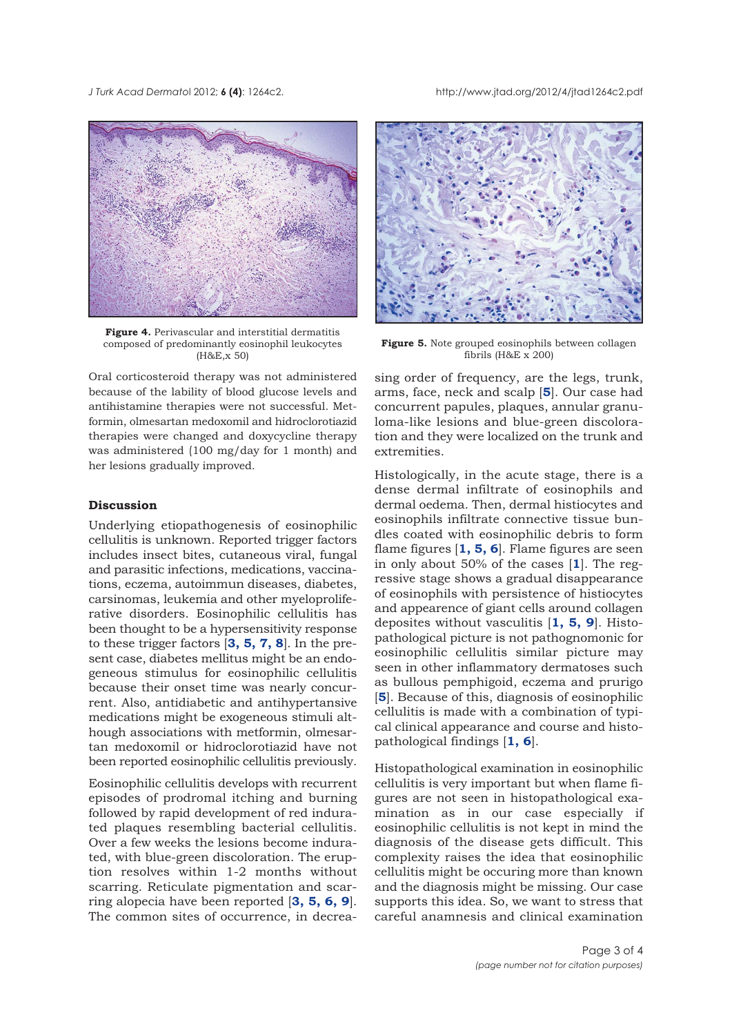**Figure 4.** Perivascular and interstitial dermatitis composed of predominantly eosinophil leukocytes (H&E,x 50)

**Figure 5.** Note grouped eosinophils between collagen fibrils (H&E x 200)

Oral corticosteroid therapy was not administered because of the lability of blood glucose levels and antihistamine therapies were not successful. Metformin, olmesartan medoxomil and hidroclorotiazid therapies were changed and doxycycline therapy was administered (100 mg/day for 1 month) and her lesions gradually improved.

## Discussion

Underlying etiopathogenesis of eosinophilic cellulitis is unknown. Reported trigger factors includes insect bites, cutaneous viral, fungal and parasitic infections, medications, vaccinations, eczema, autoimmun diseases, diabetes, carsinomas, leukemia and other myeloproliferative disorders. Eosinophilic cellulitis has been thought to be a hypersensitivity response to these trigger factors [**3, 5, 7, 8**]. In the present case, diabetes mellitus might be an endogeneous stimulus for eosinophilic cellulitis because their onset time was nearly concurrent. Also, antidiabetic and antihypertansive medications might be exogeneous stimuli although associations with metformin, olmesartan medoxomil or hidroclorotiazid have not been reported eosinophilic cellulitis previously.

Eosinophilic cellulitis develops with recurrent episodes of prodromal itching and burning followed by rapid development of red indurated plaques resembling bacterial cellulitis. Over a few weeks the lesions become indurated, with blue-green discoloration. The eruption resolves within 1-2 months without scarring. Reticulate pigmentation and scarring alopecia have been reported [**3, 5, 6, 9**]. The common sites of occurrence, in decreasing order of frequency, are the legs, trunk, arms, face, neck and scalp [**5**]. Our case had concurrent papules, plaques, annular granuloma-like lesions and blue-green discoloration and they were localized on the trunk and extremities.

Histologically, in the acute stage, there is a dense dermal infiltrate of eosinophils and dermal oedema. Then, dermal histiocytes and eosinophils infiltrate connective tissue bundles coated with eosinophilic debris to form flame figures [**1, 5, 6**]. Flame figures are seen in only about 50% of the cases [**1**]. The regressive stage shows a gradual disappearance of eosinophils with persistence of histiocytes and appearence of giant cells around collagen deposites without vasculitis [**1, 5, 9**]. Histopathological picture is not pathognomonic for eosinophilic cellulitis similar picture may seen in other inflammatory dermatoses such as bullous pemphigoid, eczema and prurigo [**5**]. Because of this, diagnosis of eosinophilic cellulitis is made with a combination of typical clinical appearance and course and histopathological findings [**1, 6**].

Histopathological examination in eosinophilic cellulitis is very important but when flame figures are not seen in histopathological examination as in our case especially if eosinophilic cellulitis is not kept in mind the diagnosis of the disease gets difficult. This complexity raises the idea that eosinophilic cellulitis might be occuring more than known and the diagnosis might be missing. Our case supports this idea. So, we want to stress that careful anamnesis and clinical examination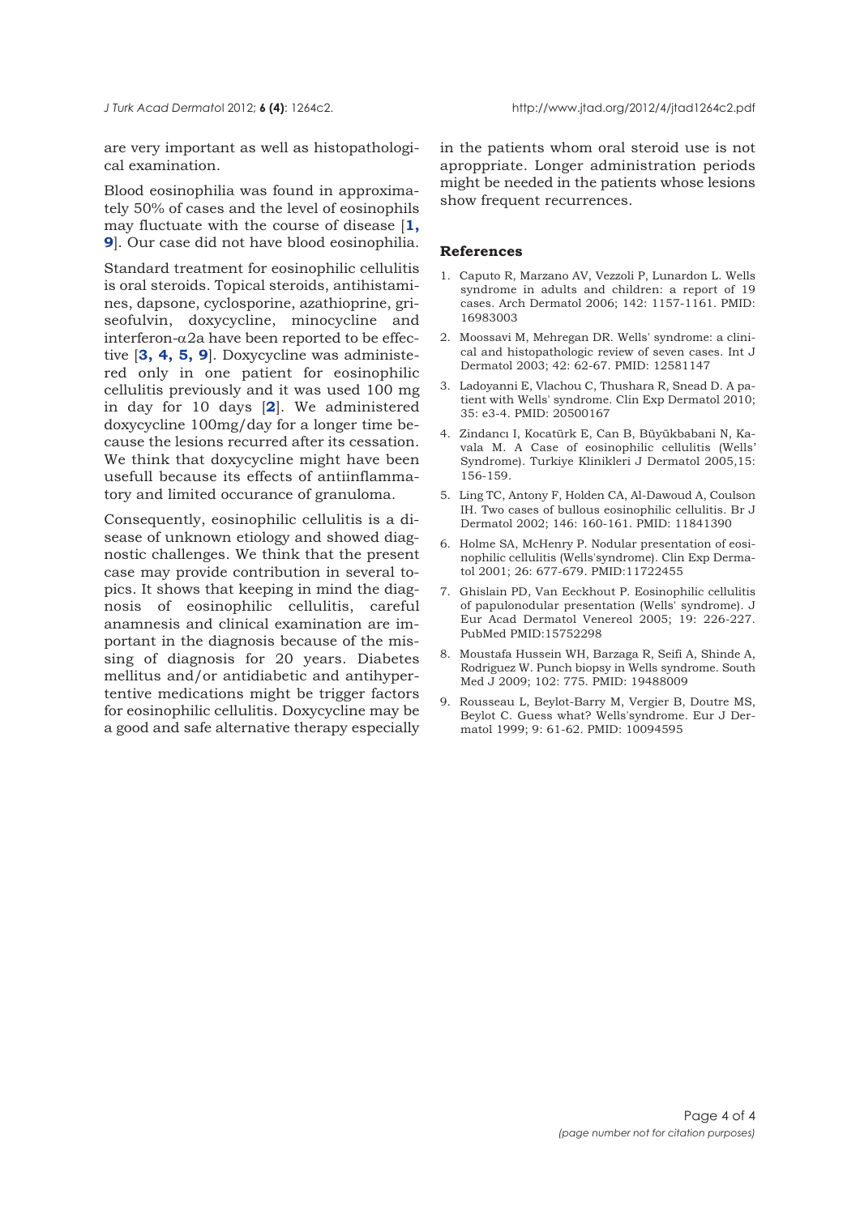are very important as well as histopathological examination.

Blood eosinophilia was found in approximately 50% of cases and the level of eosinophils may fluctuate with the course of disease [**1, 9**]. Our case did not have blood eosinophilia.

Standard treatment for eosinophilic cellulitis is oral steroids. Topical steroids, antihistamines, dapsone, cyclosporine, azathioprine, griseofulvin, doxycycline, minocycline and interferon-$\alpha$2a have been reported to be effective [**3, 4, 5, 9**]. Doxycycline was administered only in one patient for eosinophilic cellulitis previously and it was used 100 mg in day for 10 days [**2**]. We administered doxycycline 100mg/day for a longer time because the lesions recurred after its cessation. We think that doxycycline might have been usefull because its effects of antiinflammatory and limited occurance of granuloma.

Consequently, eosinophilic cellulitis is a disease of unknown etiology and showed diagnostic challenges. We think that the present case may provide contribution in several topics. It shows that keeping in mind the diagnosis of eosinophilic cellulitis, careful anamnesis and clinical examination are important in the diagnosis because of the missing of diagnosis for 20 years. Diabetes mellitus and/or antidiabetic and antihypertentive medications might be trigger factors for eosinophilic cellulitis. Doxycycline may be a good and safe alternative therapy especially in the patients whom oral steroid use is not aproppriate. Longer administration periods might be needed in the patients whose lesions show frequent recurrences.

## References

1. Caputo R, Marzano AV, Vezzoli P, Lunardon L. Wells syndrome in adults and children: a report of 19 cases. Arch Dermatol 2006; 142: 1157-1161. PMID: 16983003
2. Moossavi M, Mehregan DR. Wells' syndrome: a clinical and histopathologic review of seven cases. Int J Dermatol 2003; 42: 62-67. PMID: 12581147
3. Ladoyanni E, Vlachou C, Thushara R, Snead D. A patient with Wells' syndrome. Clin Exp Dermatol 2010; 35: e3-4. PMID: 20500167
4. Zindancı I, Kocatürk E, Can B, Büyükbabani N, Kavala M. A Case of eosinophilic cellulitis (Wells' Syndrome). Turkiye Klinikleri J Dermatol 2005,15: 156-159.
5. Ling TC, Antony F, Holden CA, Al-Dawoud A, Coulson IH. Two cases of bullous eosinophilic cellulitis. Br J Dermatol 2002; 146: 160-161. PMID: 11841390
6. Holme SA, McHenry P. Nodular presentation of eosinophilic cellulitis (Wells'syndrome). Clin Exp Dermatol 2001; 26: 677-679. PMID:11722455
7. Ghislain PD, Van Eeckhout P. Eosinophilic cellulitis of papulonodular presentation (Wells' syndrome). J Eur Acad Dermatol Venereol 2005; 19: 226-227. PubMed PMID:15752298
8. Moustafa Hussein WH, Barzaga R, Seifi A, Shinde A, Rodriguez W. Punch biopsy in Wells syndrome. South Med J 2009; 102: 775. PMID: 19488009
9. Rousseau L, Beylot-Barry M, Vergier B, Doutre MS, Beylot C. Guess what? Wells'syndrome. Eur J Dermatol 1999; 9: 61-62. PMID: 10094595